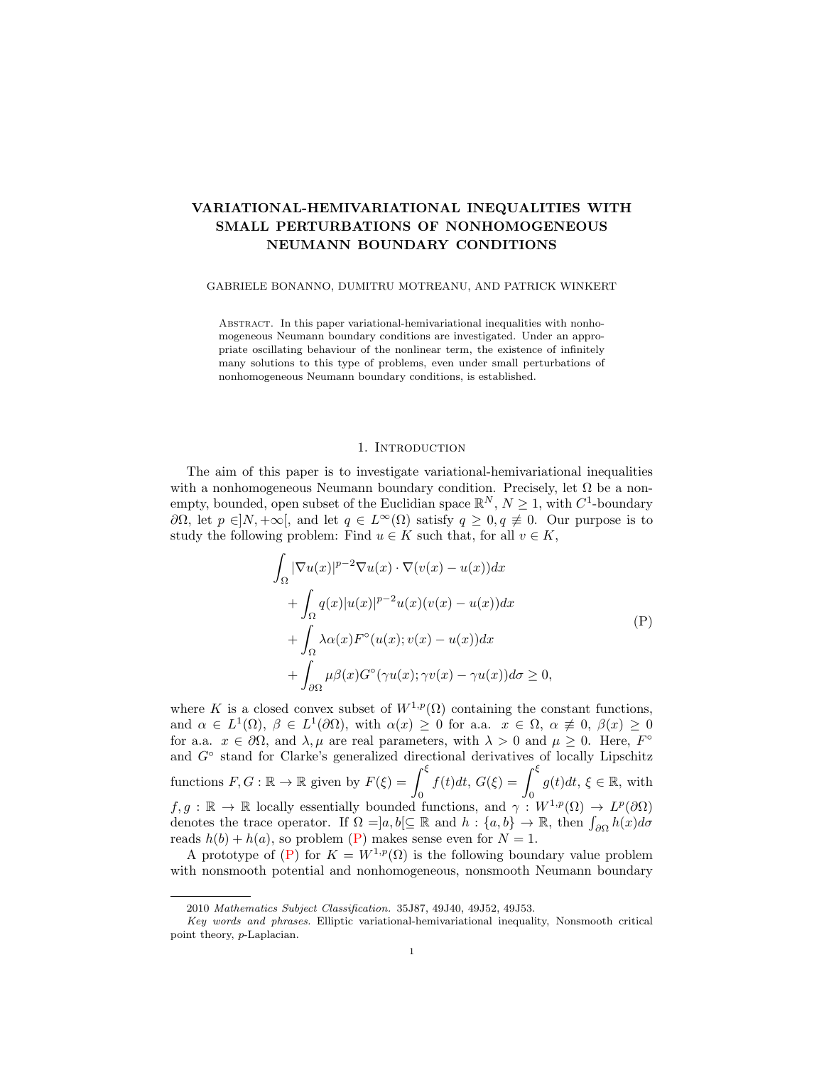# VARIATIONAL-HEMIVARIATIONAL INEQUALITIES WITH SMALL PERTURBATIONS OF NONHOMOGENEOUS NEUMANN BOUNDARY CONDITIONS

GABRIELE BONANNO, DUMITRU MOTREANU, AND PATRICK WINKERT

Abstract. In this paper variational-hemivariational inequalities with nonhomogeneous Neumann boundary conditions are investigated. Under an appropriate oscillating behaviour of the nonlinear term, the existence of infinitely many solutions to this type of problems, even under small perturbations of nonhomogeneous Neumann boundary conditions, is established.

## 1. Introduction

The aim of this paper is to investigate variational-hemivariational inequalities with a nonhomogeneous Neumann boundary condition. Precisely, let $\Omega$ be a nonempty, bounded, open subset of the Euclidian space $\mathbb{R}^N$, $N \geq 1$, with $C^1$-boundary $\partial\Omega$, let $p \in ]N, +\infty[$, and let $q \in L^\infty(\Omega)$ satisfy $q \geq 0, q \not\equiv 0$. Our purpose is to study the following problem: Find $u \in K$ such that, for all $v \in K$,

$$
\begin{aligned}
&\int_\Omega |\nabla u(x)|^{p-2}\nabla u(x) \cdot \nabla(v(x) - u(x))dx \\
&\quad + \int_\Omega q(x)|u(x)|^{p-2}u(x)(v(x) - u(x))dx \\
&\quad + \int_\Omega \lambda\alpha(x)F^\circ(u(x); v(x) - u(x))dx \\
&\quad + \int_{\partial\Omega} \mu\beta(x)G^\circ(\gamma u(x); \gamma v(x) - \gamma u(x))d\sigma \geq 0,
\end{aligned}
\tag{P}
$$

where $K$ is a closed convex subset of $W^{1,p}(\Omega)$ containing the constant functions, and $\alpha \in L^1(\Omega)$, $\beta \in L^1(\partial\Omega)$, with $\alpha(x) \geq 0$ for a.a. $x \in \Omega$, $\alpha \not\equiv 0$, $\beta(x) \geq 0$ for a.a. $x \in \partial\Omega$, and $\lambda, \mu$ are real parameters, with $\lambda > 0$ and $\mu \geq 0$. Here, $F^\circ$ and $G^\circ$ stand for Clarke's generalized directional derivatives of locally Lipschitz functions $F, G : \mathbb{R} \to \mathbb{R}$ given by $F(\xi) = \int_0^\xi f(t)dt$, $G(\xi) = \int_0^\xi g(t)dt$, $\xi \in \mathbb{R}$, with $f, g : \mathbb{R} \to \mathbb{R}$ locally essentially bounded functions, and $\gamma : W^{1,p}(\Omega) \to L^p(\partial\Omega)$ denotes the trace operator. If $\Omega = ]a, b[ \subseteq \mathbb{R}$ and $h : \{a, b\} \to \mathbb{R}$, then $\int_{\partial\Omega} h(x)d\sigma$ reads $h(b) + h(a)$, so problem (P) makes sense even for $N = 1$.

A prototype of (P) for $K = W^{1,p}(\Omega)$ is the following boundary value problem with nonsmooth potential and nonhomogeneous, nonsmooth Neumann boundary

2010 *Mathematics Subject Classification.* 35J87, 49J40, 49J52, 49J53.

*Key words and phrases.* Elliptic variational-hemivariational inequality, Nonsmooth critical point theory, $p$-Laplacian.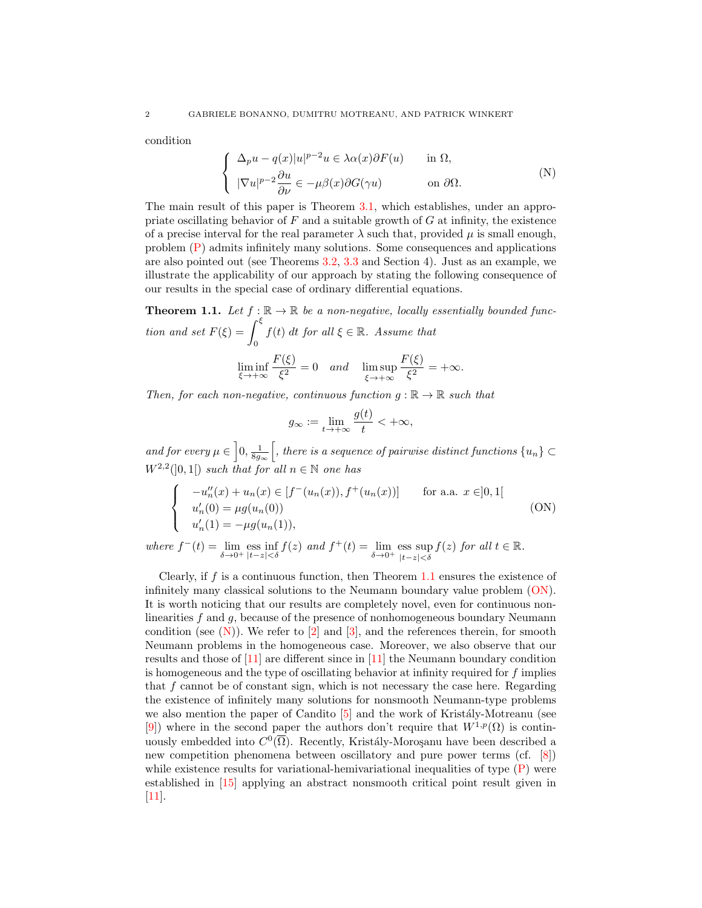condition

$$
\begin{cases} \Delta_p u - q(x)|u|^{p-2}u \in \lambda\alpha(x)\partial F(u) & \text{in } \Omega, \\ |\nabla u|^{p-2}\dfrac{\partial u}{\partial \nu} \in -\mu\beta(x)\partial G(\gamma u) & \text{on } \partial\Omega. \end{cases} \tag{N}
$$

The main result of this paper is Theorem 3.1, which establishes, under an appropriate oscillating behavior of $F$ and a suitable growth of $G$ at infinity, the existence of a precise interval for the real parameter $\lambda$ such that, provided $\mu$ is small enough, problem (P) admits infinitely many solutions. Some consequences and applications are also pointed out (see Theorems 3.2, 3.3 and Section 4). Just as an example, we illustrate the applicability of our approach by stating the following consequence of our results in the special case of ordinary differential equations.

**Theorem 1.1.** *Let $f : \mathbb{R} \to \mathbb{R}$ be a non-negative, locally essentially bounded function and set $F(\xi) = \int_0^\xi f(t)\, dt$ for all $\xi \in \mathbb{R}$. Assume that*

$$
\liminf_{\xi\to+\infty} \frac{F(\xi)}{\xi^2} = 0 \quad \text{and} \quad \limsup_{\xi\to+\infty} \frac{F(\xi)}{\xi^2} = +\infty.
$$

*Then, for each non-negative, continuous function $g : \mathbb{R} \to \mathbb{R}$ such that*

$$
g_\infty := \lim_{t\to+\infty} \frac{g(t)}{t} < +\infty,
$$

*and for every $\mu \in \left]0, \frac{1}{8g_\infty}\right[$, there is a sequence of pairwise distinct functions $\{u_n\} \subset W^{2,2}(]0,1[)$ such that for all $n \in \mathbb{N}$ one has*

$$
\begin{cases} -u_n''(x) + u_n(x) \in [f^-(u_n(x)), f^+(u_n(x))] & \text{for a.a. } x \in ]0,1[ \\ u_n'(0) = \mu g(u_n(0)) \\ u_n'(1) = -\mu g(u_n(1)), \end{cases} \tag{ON}
$$

*where $f^-(t) = \lim_{\delta\to0^+} \operatorname{ess\,inf}_{|t-z|<\delta} f(z)$ and $f^+(t) = \lim_{\delta\to0^+} \operatorname{ess\,sup}_{|t-z|<\delta} f(z)$ for all $t \in \mathbb{R}$.*

Clearly, if $f$ is a continuous function, then Theorem 1.1 ensures the existence of infinitely many classical solutions to the Neumann boundary value problem (ON). It is worth noticing that our results are completely novel, even for continuous nonlinearities $f$ and $g$, because of the presence of nonhomogeneous boundary Neumann condition (see (N)). We refer to [2] and [3], and the references therein, for smooth Neumann problems in the homogeneous case. Moreover, we also observe that our results and those of [11] are different since in [11] the Neumann boundary condition is homogeneous and the type of oscillating behavior at infinity required for $f$ implies that $f$ cannot be of constant sign, which is not necessary the case here. Regarding the existence of infinitely many solutions for nonsmooth Neumann-type problems we also mention the paper of Candito [5] and the work of Kristály-Motreanu (see [9]) where in the second paper the authors don't require that $W^{1,p}(\Omega)$ is continuously embedded into $C^0(\overline{\Omega})$. Recently, Kristály-Moroşanu have been described a new competition phenomena between oscillatory and pure power terms (cf. [8]) while existence results for variational-hemivariational inequalities of type (P) were established in [15] applying an abstract nonsmooth critical point result given in [11].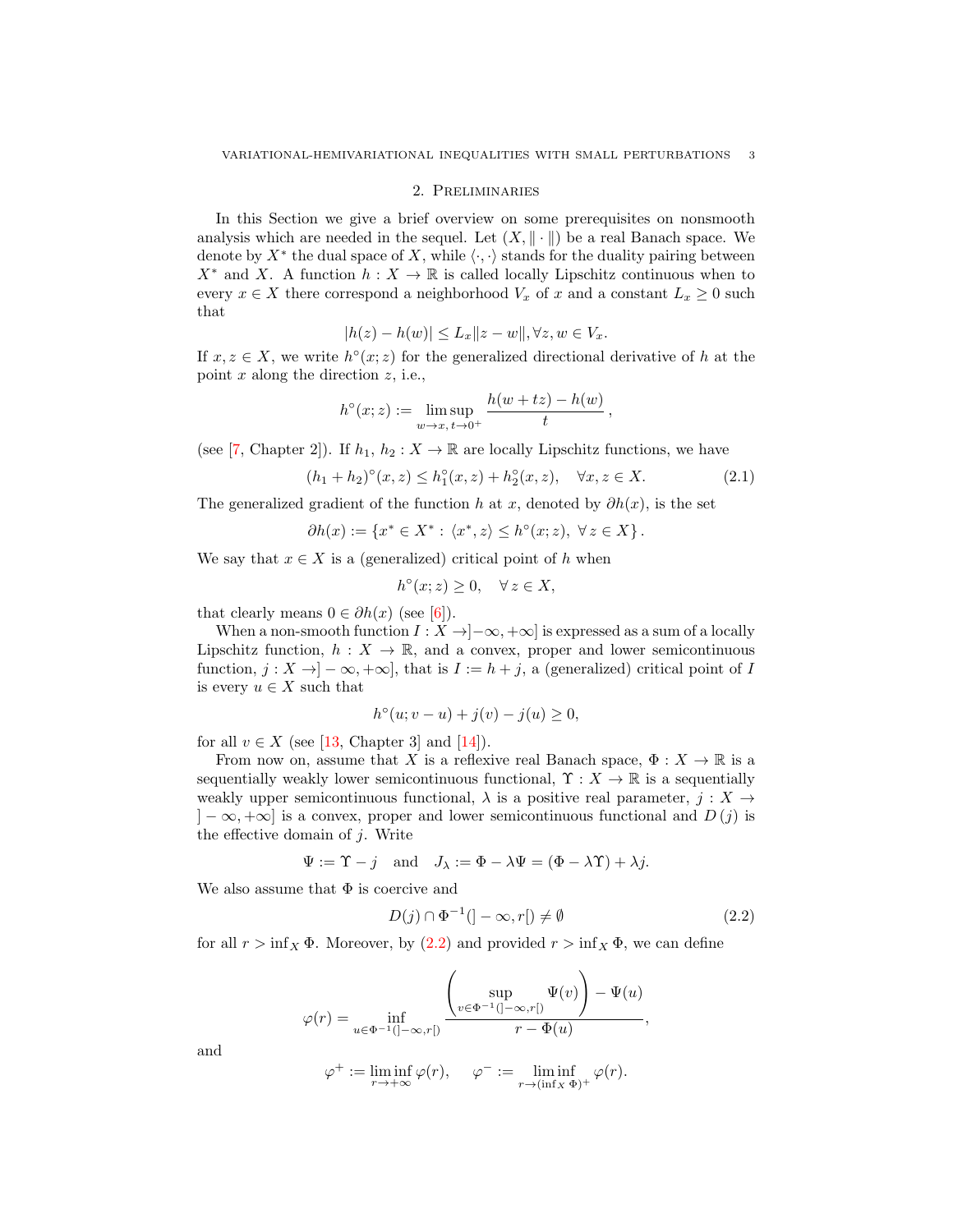## 2. Preliminaries

In this Section we give a brief overview on some prerequisites on nonsmooth analysis which are needed in the sequel. Let $(X, \|\cdot\|)$ be a real Banach space. We denote by $X^*$ the dual space of $X$, while $\langle \cdot, \cdot \rangle$ stands for the duality pairing between $X^*$ and $X$. A function $h : X \to \mathbb{R}$ is called locally Lipschitz continuous when to every $x \in X$ there correspond a neighborhood $V_x$ of $x$ and a constant $L_x \geq 0$ such that

$$|h(z) - h(w)| \leq L_x \|z - w\|, \forall z, w \in V_x.$$

If $x, z \in X$, we write $h^\circ(x; z)$ for the generalized directional derivative of $h$ at the point $x$ along the direction $z$, i.e.,

$$h^\circ(x; z) := \limsup_{w \to x,\, t \to 0^+} \frac{h(w + tz) - h(w)}{t},$$

(see [7, Chapter 2]). If $h_1$, $h_2 : X \to \mathbb{R}$ are locally Lipschitz functions, we have

$$(h_1 + h_2)^\circ(x, z) \leq h_1^\circ(x, z) + h_2^\circ(x, z), \quad \forall x, z \in X. \tag{2.1}$$

The generalized gradient of the function $h$ at $x$, denoted by $\partial h(x)$, is the set

$$\partial h(x) := \left\{ x^* \in X^* : \langle x^*, z \rangle \leq h^\circ(x; z),\ \forall\, z \in X \right\}.$$

We say that $x \in X$ is a (generalized) critical point of $h$ when

$$h^\circ(x; z) \geq 0, \quad \forall\, z \in X,$$

that clearly means $0 \in \partial h(x)$ (see [6]).

When a non-smooth function $I : X \to ]-\infty, +\infty]$ is expressed as a sum of a locally Lipschitz function, $h : X \to \mathbb{R}$, and a convex, proper and lower semicontinuous function, $j : X \to ]-\infty, +\infty]$, that is $I := h + j$, a (generalized) critical point of $I$ is every $u \in X$ such that

$$h^\circ(u; v - u) + j(v) - j(u) \geq 0,$$

for all $v \in X$ (see [13, Chapter 3] and [14]).

From now on, assume that $X$ is a reflexive real Banach space, $\Phi : X \to \mathbb{R}$ is a sequentially weakly lower semicontinuous functional, $\Upsilon : X \to \mathbb{R}$ is a sequentially weakly upper semicontinuous functional, $\lambda$ is a positive real parameter, $j : X \to ]-\infty, +\infty]$ is a convex, proper and lower semicontinuous functional and $D(j)$ is the effective domain of $j$. Write

$$\Psi := \Upsilon - j \quad \text{and} \quad J_\lambda := \Phi - \lambda\Psi = (\Phi - \lambda\Upsilon) + \lambda j.$$

We also assume that $\Phi$ is coercive and

$$D(j) \cap \Phi^{-1}(]-\infty, r[) \neq \emptyset \tag{2.2}$$

for all $r > \inf_X \Phi$. Moreover, by (2.2) and provided $r > \inf_X \Phi$, we can define

$$\varphi(r) = \inf_{u \in \Phi^{-1}(]-\infty, r[)} \frac{\left( \sup\limits_{v \in \Phi^{-1}(]-\infty, r[)} \Psi(v) \right) - \Psi(u)}{r - \Phi(u)},$$

and

$$\varphi^+ := \liminf_{r \to +\infty} \varphi(r), \qquad \varphi^- := \liminf_{r \to (\inf_X \Phi)^+} \varphi(r).$$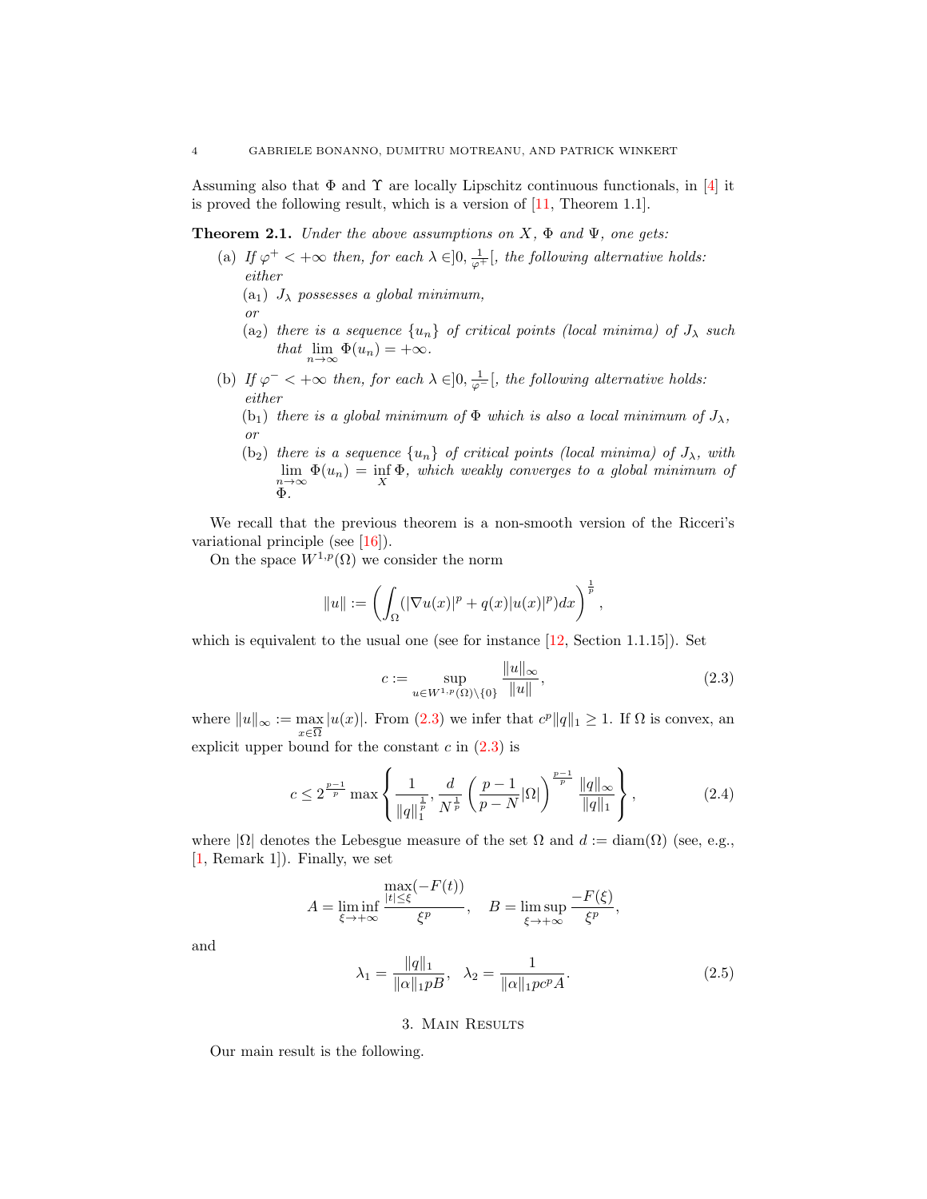Assuming also that $\Phi$ and $\Upsilon$ are locally Lipschitz continuous functionals, in [4] it is proved the following result, which is a version of [11, Theorem 1.1].

**Theorem 2.1.** *Under the above assumptions on $X$, $\Phi$ and $\Psi$, one gets:*

(a) *If $\varphi^+ < +\infty$ then, for each $\lambda \in ]0, \frac{1}{\varphi^+}[$, the following alternative holds: either*
   - (a$_1$) *$J_\lambda$ possesses a global minimum,*
   
   *or*
   - (a$_2$) *there is a sequence $\{u_n\}$ of critical points (local minima) of $J_\lambda$ such that $\lim\limits_{n\to\infty} \Phi(u_n) = +\infty$.*

(b) *If $\varphi^- < +\infty$ then, for each $\lambda \in ]0, \frac{1}{\varphi^-}[$, the following alternative holds: either*
   - (b$_1$) *there is a global minimum of $\Phi$ which is also a local minimum of $J_\lambda$,*
   
   *or*
   - (b$_2$) *there is a sequence $\{u_n\}$ of critical points (local minima) of $J_\lambda$, with $\lim\limits_{n\to\infty} \Phi(u_n) = \inf\limits_X \Phi$, which weakly converges to a global minimum of $\Phi$.*

We recall that the previous theorem is a non-smooth version of the Ricceri's variational principle (see [16]).

On the space $W^{1,p}(\Omega)$ we consider the norm

$$\|u\| := \left( \int_\Omega (|\nabla u(x)|^p + q(x)|u(x)|^p) dx \right)^{\frac{1}{p}},$$

which is equivalent to the usual one (see for instance [12, Section 1.1.15]). Set

$$c := \sup_{u \in W^{1,p}(\Omega)\setminus\{0\}} \frac{\|u\|_\infty}{\|u\|}, \tag{2.3}$$

where $\|u\|_\infty := \max\limits_{x\in\overline{\Omega}} |u(x)|$. From (2.3) we infer that $c^p\|q\|_1 \geq 1$. If $\Omega$ is convex, an explicit upper bound for the constant $c$ in (2.3) is

$$c \leq 2^{\frac{p-1}{p}} \max\left\{ \frac{1}{\|q\|_1^{\frac{1}{p}}}, \frac{d}{N^{\frac{1}{p}}} \left( \frac{p-1}{p-N}|\Omega| \right)^{\frac{p-1}{p}} \frac{\|q\|_\infty}{\|q\|_1} \right\}, \tag{2.4}$$

where $|\Omega|$ denotes the Lebesgue measure of the set $\Omega$ and $d := \operatorname{diam}(\Omega)$ (see, e.g., [1, Remark 1]). Finally, we set

$$A = \liminf_{\xi\to+\infty} \frac{\max\limits_{|t|\leq\xi}(-F(t))}{\xi^p}, \quad B = \limsup_{\xi\to+\infty} \frac{-F(\xi)}{\xi^p},$$

and

$$\lambda_1 = \frac{\|q\|_1}{\|\alpha\|_1 pB}, \quad \lambda_2 = \frac{1}{\|\alpha\|_1 pc^p A}. \tag{2.5}$$

## 3. Main Results

Our main result is the following.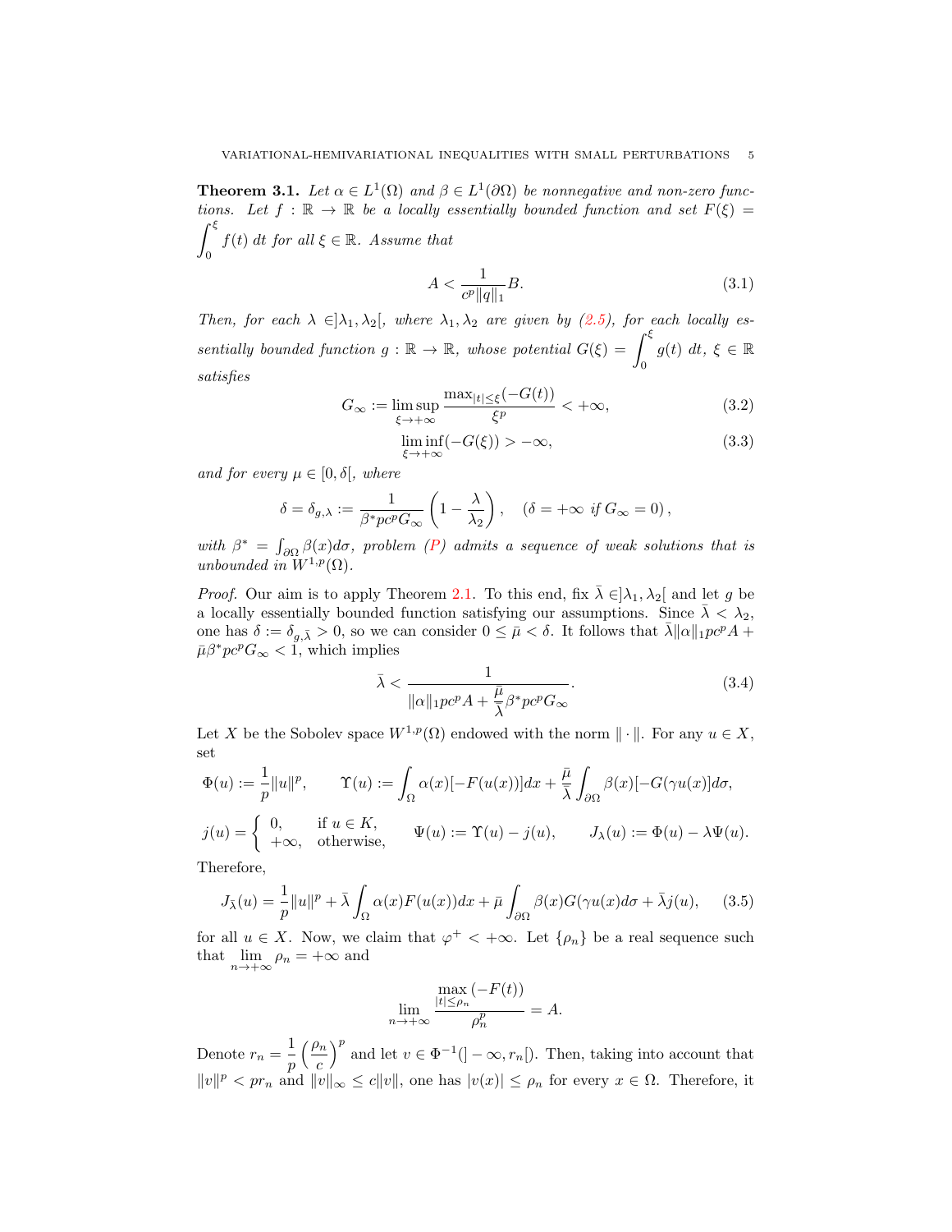**Theorem 3.1.** *Let $\alpha \in L^1(\Omega)$ and $\beta \in L^1(\partial\Omega)$ be nonnegative and non-zero functions. Let $f : \mathbb{R} \to \mathbb{R}$ be a locally essentially bounded function and set $F(\xi) = \int_0^\xi f(t)\,dt$ for all $\xi \in \mathbb{R}$. Assume that*

$$A < \frac{1}{c^p \|q\|_1} B. \tag{3.1}$$

*Then, for each $\lambda \in ]\lambda_1, \lambda_2[$, where $\lambda_1, \lambda_2$ are given by (2.5), for each locally essentially bounded function $g : \mathbb{R} \to \mathbb{R}$, whose potential $G(\xi) = \int_0^\xi g(t)\,dt$, $\xi \in \mathbb{R}$ satisfies*

$$G_\infty := \limsup_{\xi \to +\infty} \frac{\max_{|t| \le \xi}(-G(t))}{\xi^p} < +\infty, \tag{3.2}$$

$$\liminf_{\xi \to +\infty}(-G(\xi)) > -\infty, \tag{3.3}$$

*and for every $\mu \in [0, \delta[$, where*

$$\delta = \delta_{g,\lambda} := \frac{1}{\beta^* p c^p G_\infty}\left(1 - \frac{\lambda}{\lambda_2}\right), \quad (\delta = +\infty \text{ if } G_\infty = 0),$$

*with $\beta^* = \int_{\partial\Omega} \beta(x) d\sigma$, problem (P) admits a sequence of weak solutions that is unbounded in $W^{1,p}(\Omega)$.*

*Proof.* Our aim is to apply Theorem 2.1. To this end, fix $\bar\lambda \in ]\lambda_1, \lambda_2[$ and let $g$ be a locally essentially bounded function satisfying our assumptions. Since $\bar\lambda < \lambda_2$, one has $\delta := \delta_{g,\bar\lambda} > 0$, so we can consider $0 \le \bar\mu < \delta$. It follows that $\bar\lambda \|\alpha\|_1 p c^p A + \bar\mu \beta^* p c^p G_\infty < 1$, which implies

$$\bar\lambda < \frac{1}{\|\alpha\|_1 p c^p A + \dfrac{\bar\mu}{\bar\lambda}\beta^* p c^p G_\infty}. \tag{3.4}$$

Let $X$ be the Sobolev space $W^{1,p}(\Omega)$ endowed with the norm $\|\cdot\|$. For any $u \in X$, set

$$\Phi(u) := \frac{1}{p}\|u\|^p, \qquad \Upsilon(u) := \int_\Omega \alpha(x)[-F(u(x))]dx + \frac{\bar\mu}{\bar\lambda}\int_{\partial\Omega} \beta(x)[-G(\gamma u(x)]d\sigma,$$

$$j(u) = \begin{cases} 0, & \text{if } u \in K, \\ +\infty, & \text{otherwise,} \end{cases} \qquad \Psi(u) := \Upsilon(u) - j(u), \qquad J_\lambda(u) := \Phi(u) - \lambda\Psi(u).$$

Therefore,

$$J_{\bar\lambda}(u) = \frac{1}{p}\|u\|^p + \bar\lambda \int_\Omega \alpha(x) F(u(x))dx + \bar\mu \int_{\partial\Omega} \beta(x) G(\gamma u(x) d\sigma + \bar\lambda j(u), \tag{3.5}$$

for all $u \in X$. Now, we claim that $\varphi^+ < +\infty$. Let $\{\rho_n\}$ be a real sequence such that $\lim_{n \to +\infty} \rho_n = +\infty$ and

$$\lim_{n \to +\infty} \frac{\max_{|t| \le \rho_n}(-F(t))}{\rho_n^p} = A.$$

Denote $r_n = \dfrac{1}{p}\left(\dfrac{\rho_n}{c}\right)^p$ and let $v \in \Phi^{-1}(]-\infty, r_n[)$. Then, taking into account that $\|v\|^p < p r_n$ and $\|v\|_\infty \le c\|v\|$, one has $|v(x)| \le \rho_n$ for every $x \in \Omega$. Therefore, it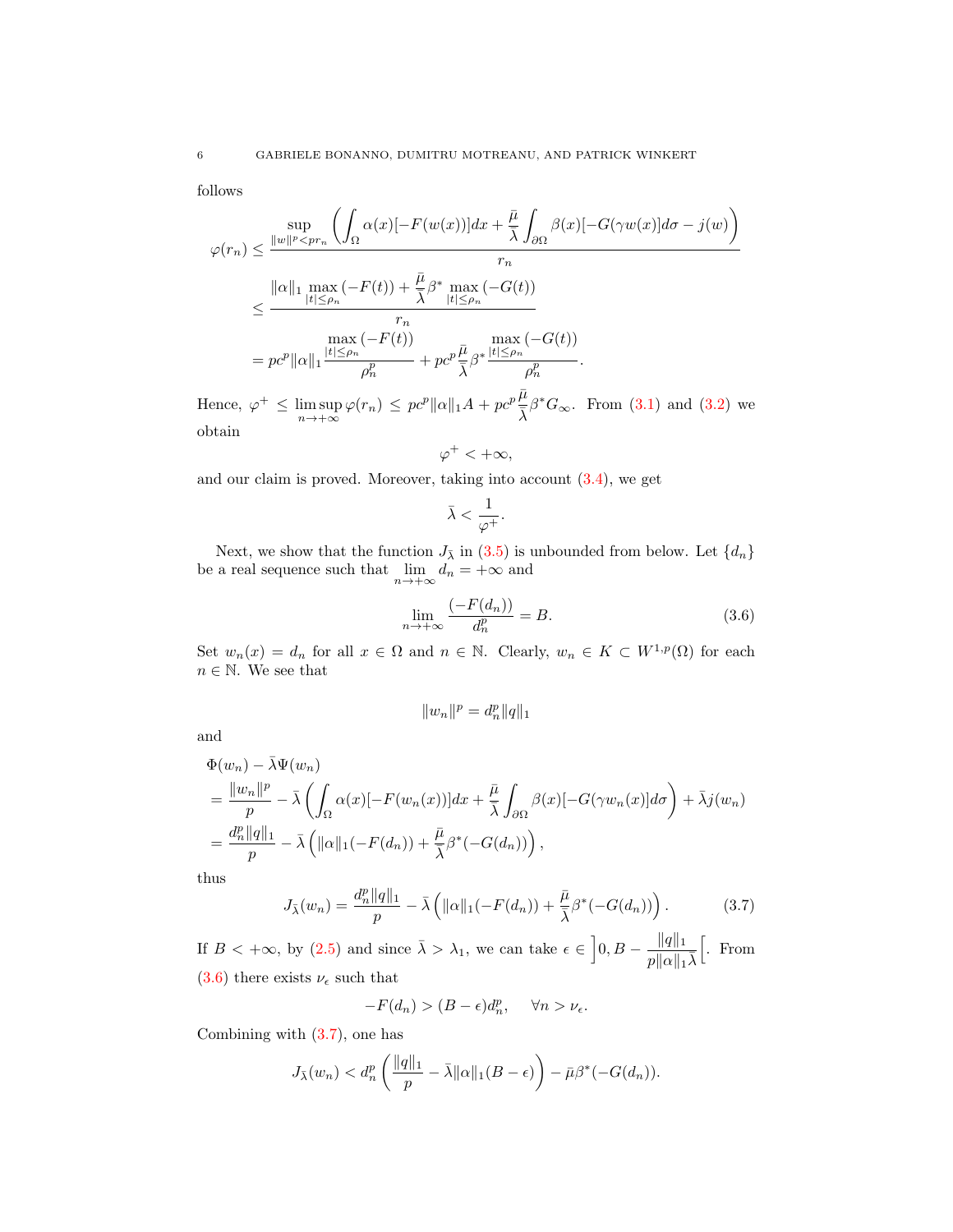follows

$$
\begin{aligned}
\varphi(r_n) &\le \frac{\sup\limits_{\|w\|^p<pr_n}\left(\displaystyle\int_\Omega \alpha(x)[-F(w(x))]dx + \frac{\bar\mu}{\bar\lambda}\int_{\partial\Omega}\beta(x)[-G(\gamma w(x)]d\sigma - j(w)\right)}{r_n}\\
&\le \frac{\|\alpha\|_1 \max\limits_{|t|\le\rho_n}(-F(t)) + \dfrac{\bar\mu}{\bar\lambda}\beta^* \max\limits_{|t|\le\rho_n}(-G(t))}{r_n}\\
&= pc^p\|\alpha\|_1 \frac{\max\limits_{|t|\le\rho_n}(-F(t))}{\rho_n^p} + pc^p\frac{\bar\mu}{\bar\lambda}\beta^*\frac{\max\limits_{|t|\le\rho_n}(-G(t))}{\rho_n^p}.
\end{aligned}
$$

Hence, $\varphi^+ \le \limsup\limits_{n\to+\infty}\varphi(r_n) \le pc^p\|\alpha\|_1 A + pc^p\frac{\bar\mu}{\bar\lambda}\beta^* G_\infty$. From (3.1) and (3.2) we obtain

$$
\varphi^+ < +\infty,
$$

and our claim is proved. Moreover, taking into account (3.4), we get

$$
\bar\lambda < \frac{1}{\varphi^+}.
$$

Next, we show that the function $J_{\bar\lambda}$ in (3.5) is unbounded from below. Let $\{d_n\}$ be a real sequence such that $\lim\limits_{n\to+\infty} d_n = +\infty$ and

$$
\lim_{n\to+\infty}\frac{(-F(d_n))}{d_n^p} = B. \tag{3.6}
$$

Set $w_n(x) = d_n$ for all $x\in\Omega$ and $n\in\mathbb{N}$. Clearly, $w_n \in K \subset W^{1,p}(\Omega)$ for each $n\in\mathbb{N}$. We see that

$$
\|w_n\|^p = d_n^p\|q\|_1
$$

and

$$
\begin{aligned}
&\Phi(w_n) - \bar\lambda\Psi(w_n)\\
&= \frac{\|w_n\|^p}{p} - \bar\lambda\left(\int_\Omega \alpha(x)[-F(w_n(x))]dx + \frac{\bar\mu}{\bar\lambda}\int_{\partial\Omega}\beta(x)[-G(\gamma w_n(x)]d\sigma\right) + \bar\lambda j(w_n)\\
&= \frac{d_n^p\|q\|_1}{p} - \bar\lambda\left(\|\alpha\|_1(-F(d_n)) + \frac{\bar\mu}{\bar\lambda}\beta^*(-G(d_n))\right),
\end{aligned}
$$

thus

$$
J_{\bar\lambda}(w_n) = \frac{d_n^p\|q\|_1}{p} - \bar\lambda\left(\|\alpha\|_1(-F(d_n)) + \frac{\bar\mu}{\bar\lambda}\beta^*(-G(d_n))\right). \tag{3.7}
$$

If $B < +\infty$, by (2.5) and since $\bar\lambda > \lambda_1$, we can take $\epsilon \in \left]0, B - \frac{\|q\|_1}{p\|\alpha\|_1\bar\lambda}\right[$. From (3.6) there exists $\nu_\epsilon$ such that

$$
-F(d_n) > (B-\epsilon)d_n^p, \quad \forall n > \nu_\epsilon.
$$

Combining with (3.7), one has

$$
J_{\bar\lambda}(w_n) < d_n^p\left(\frac{\|q\|_1}{p} - \bar\lambda\|\alpha\|_1(B-\epsilon)\right) - \bar\mu\beta^*(-G(d_n)).
$$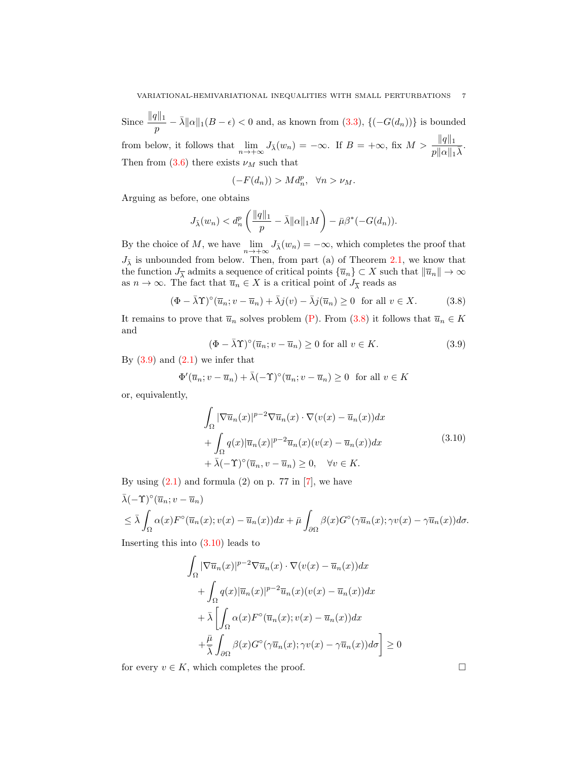Since $\dfrac{\|q\|_1}{p} - \bar{\lambda}\|\alpha\|_1(B-\epsilon) < 0$ and, as known from (3.3), $\{(-G(d_n))\}$ is bounded from below, it follows that $\lim\limits_{n\to+\infty} J_{\bar{\lambda}}(w_n) = -\infty$. If $B = +\infty$, fix $M > \dfrac{\|q\|_1}{p\|\alpha\|_1\bar{\lambda}}$. Then from (3.6) there exists $\nu_M$ such that

$$(-F(d_n)) > M d_n^p, \quad \forall n > \nu_M.$$

Arguing as before, one obtains

$$J_{\bar{\lambda}}(w_n) < d_n^p \left( \frac{\|q\|_1}{p} - \bar{\lambda}\|\alpha\|_1 M \right) - \bar{\mu}\beta^*(-G(d_n)).$$

By the choice of $M$, we have $\lim\limits_{n\to+\infty} J_{\bar{\lambda}}(w_n) = -\infty$, which completes the proof that $J_{\bar{\lambda}}$ is unbounded from below. Then, from part (a) of Theorem 2.1, we know that the function $J_{\overline{\lambda}}$ admits a sequence of critical points $\{\overline{u}_n\} \subset X$ such that $\|\overline{u}_n\| \to \infty$ as $n \to \infty$. The fact that $\overline{u}_n \in X$ is a critical point of $J_{\overline{\lambda}}$ reads as

$$(\Phi - \bar{\lambda}\Upsilon)^\circ(\overline{u}_n; v - \overline{u}_n) + \bar{\lambda} j(v) - \bar{\lambda} j(\overline{u}_n) \geq 0 \ \text{ for all } v \in X. \tag{3.8}$$

It remains to prove that $\overline{u}_n$ solves problem (P). From (3.8) it follows that $\overline{u}_n \in K$ and

$$(\Phi - \bar{\lambda}\Upsilon)^\circ(\overline{u}_n; v - \overline{u}_n) \geq 0 \text{ for all } v \in K. \tag{3.9}$$

By (3.9) and (2.1) we infer that

$$\Phi'(\overline{u}_n; v - \overline{u}_n) + \bar{\lambda}(-\Upsilon)^\circ(\overline{u}_n; v - \overline{u}_n) \geq 0 \ \text{ for all } v \in K$$

or, equivalently,

$$\begin{aligned} &\int_\Omega |\nabla \overline{u}_n(x)|^{p-2} \nabla \overline{u}_n(x) \cdot \nabla(v(x) - \overline{u}_n(x)) dx \\ &+ \int_\Omega q(x)|\overline{u}_n(x)|^{p-2}\overline{u}_n(x)(v(x) - \overline{u}_n(x)) dx \\ &+ \bar{\lambda}(-\Upsilon)^\circ(\overline{u}_n, v - \overline{u}_n) \geq 0, \quad \forall v \in K. \end{aligned} \tag{3.10}$$

By using (2.1) and formula (2) on p. 77 in [7], we have

$$\begin{aligned} &\bar{\lambda}(-\Upsilon)^\circ(\overline{u}_n; v - \overline{u}_n) \\ &\leq \bar{\lambda}\int_\Omega \alpha(x) F^\circ(\overline{u}_n(x); v(x) - \overline{u}_n(x)) dx + \bar{\mu}\int_{\partial\Omega} \beta(x) G^\circ(\gamma\overline{u}_n(x); \gamma v(x) - \gamma\overline{u}_n(x)) d\sigma. \end{aligned}$$

Inserting this into (3.10) leads to

$$\begin{aligned} &\int_\Omega |\nabla \overline{u}_n(x)|^{p-2} \nabla \overline{u}_n(x) \cdot \nabla(v(x) - \overline{u}_n(x)) dx \\ &\quad + \int_\Omega q(x)|\overline{u}_n(x)|^{p-2}\overline{u}_n(x)(v(x) - \overline{u}_n(x)) dx \\ &\quad + \bar{\lambda}\left[\int_\Omega \alpha(x) F^\circ(\overline{u}_n(x); v(x) - \overline{u}_n(x)) dx \right. \\ &\quad \left. + \frac{\bar{\mu}}{\bar{\lambda}}\int_{\partial\Omega} \beta(x) G^\circ(\gamma\overline{u}_n(x); \gamma v(x) - \gamma\overline{u}_n(x)) d\sigma \right] \geq 0 \end{aligned}$$

for every $v \in K$, which completes the proof. $\square$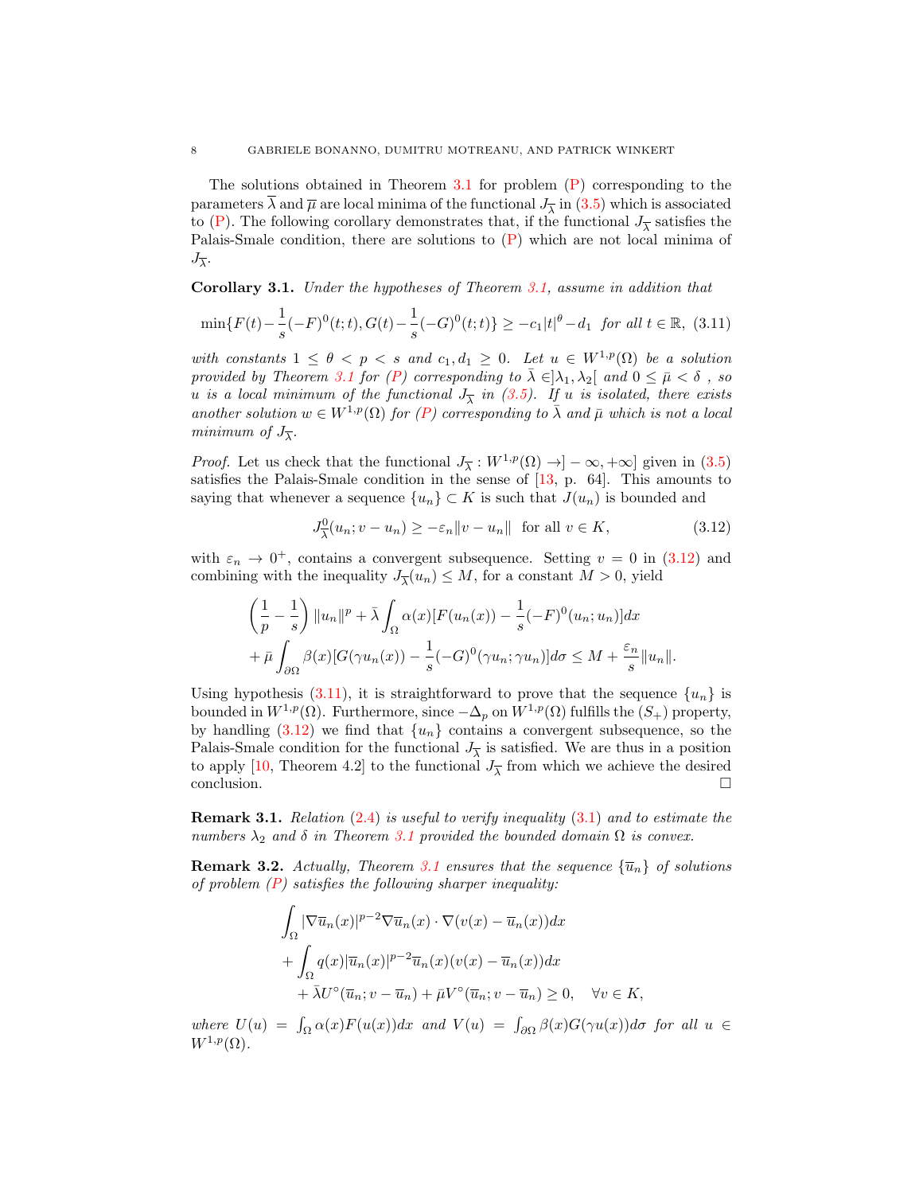The solutions obtained in Theorem 3.1 for problem (P) corresponding to the parameters $\overline{\lambda}$ and $\overline{\mu}$ are local minima of the functional $J_{\overline{\lambda}}$ in (3.5) which is associated to (P). The following corollary demonstrates that, if the functional $J_{\overline{\lambda}}$ satisfies the Palais-Smale condition, there are solutions to (P) which are not local minima of $J_{\overline{\lambda}}$.

**Corollary 3.1.** *Under the hypotheses of Theorem 3.1, assume in addition that*

$$\min\{F(t)-\frac{1}{s}(-F)^0(t;t), G(t)-\frac{1}{s}(-G)^0(t;t)\} \geq -c_1|t|^\theta - d_1 \quad \text{for all } t \in \mathbb{R}, \tag{3.11}$$

*with constants $1 \leq \theta < p < s$ and $c_1, d_1 \geq 0$. Let $u \in W^{1,p}(\Omega)$ be a solution provided by Theorem 3.1 for (P) corresponding to $\bar{\lambda} \in ]\lambda_1, \lambda_2[$ and $0 \leq \bar{\mu} < \delta$ , so $u$ is a local minimum of the functional $J_{\overline{\lambda}}$ in (3.5). If $u$ is isolated, there exists another solution $w \in W^{1,p}(\Omega)$ for (P) corresponding to $\bar{\lambda}$ and $\bar{\mu}$ which is not a local minimum of $J_{\overline{\lambda}}$.*

*Proof.* Let us check that the functional $J_{\overline{\lambda}} : W^{1,p}(\Omega) \to ]-\infty, +\infty]$ given in (3.5) satisfies the Palais-Smale condition in the sense of [13, p. 64]. This amounts to saying that whenever a sequence $\{u_n\} \subset K$ is such that $J(u_n)$ is bounded and

$$J^0_{\overline{\lambda}}(u_n; v - u_n) \geq -\varepsilon_n \|v - u_n\| \quad \text{for all } v \in K, \tag{3.12}$$

with $\varepsilon_n \to 0^+$, contains a convergent subsequence. Setting $v = 0$ in (3.12) and combining with the inequality $J_{\overline{\lambda}}(u_n) \leq M$, for a constant $M > 0$, yield

$$\begin{aligned}
&\left(\frac{1}{p} - \frac{1}{s}\right) \|u_n\|^p + \bar{\lambda} \int_\Omega \alpha(x)[F(u_n(x)) - \frac{1}{s}(-F)^0(u_n; u_n)]dx \\
&+ \bar{\mu} \int_{\partial\Omega} \beta(x)[G(\gamma u_n(x)) - \frac{1}{s}(-G)^0(\gamma u_n; \gamma u_n)]d\sigma \leq M + \frac{\varepsilon_n}{s}\|u_n\|.
\end{aligned}$$

Using hypothesis (3.11), it is straightforward to prove that the sequence $\{u_n\}$ is bounded in $W^{1,p}(\Omega)$. Furthermore, since $-\Delta_p$ on $W^{1,p}(\Omega)$ fulfills the $(S_+)$ property, by handling (3.12) we find that $\{u_n\}$ contains a convergent subsequence, so the Palais-Smale condition for the functional $J_{\overline{\lambda}}$ is satisfied. We are thus in a position to apply [10, Theorem 4.2] to the functional $J_{\overline{\lambda}}$ from which we achieve the desired conclusion. □

**Remark 3.1.** *Relation (2.4) is useful to verify inequality (3.1) and to estimate the numbers $\lambda_2$ and $\delta$ in Theorem 3.1 provided the bounded domain $\Omega$ is convex.*

**Remark 3.2.** *Actually, Theorem 3.1 ensures that the sequence $\{\overline{u}_n\}$ of solutions of problem (P) satisfies the following sharper inequality:*

$$\begin{aligned}
&\int_\Omega |\nabla \overline{u}_n(x)|^{p-2} \nabla \overline{u}_n(x) \cdot \nabla(v(x) - \overline{u}_n(x))dx \\
&+ \int_\Omega q(x)|\overline{u}_n(x)|^{p-2}\overline{u}_n(x)(v(x) - \overline{u}_n(x))dx \\
&\quad + \bar{\lambda} U^\circ(\overline{u}_n; v - \overline{u}_n) + \bar{\mu} V^\circ(\overline{u}_n; v - \overline{u}_n) \geq 0, \quad \forall v \in K,
\end{aligned}$$

*where $U(u) = \int_\Omega \alpha(x)F(u(x))dx$ and $V(u) = \int_{\partial\Omega} \beta(x)G(\gamma u(x))d\sigma$ for all $u \in W^{1,p}(\Omega)$.*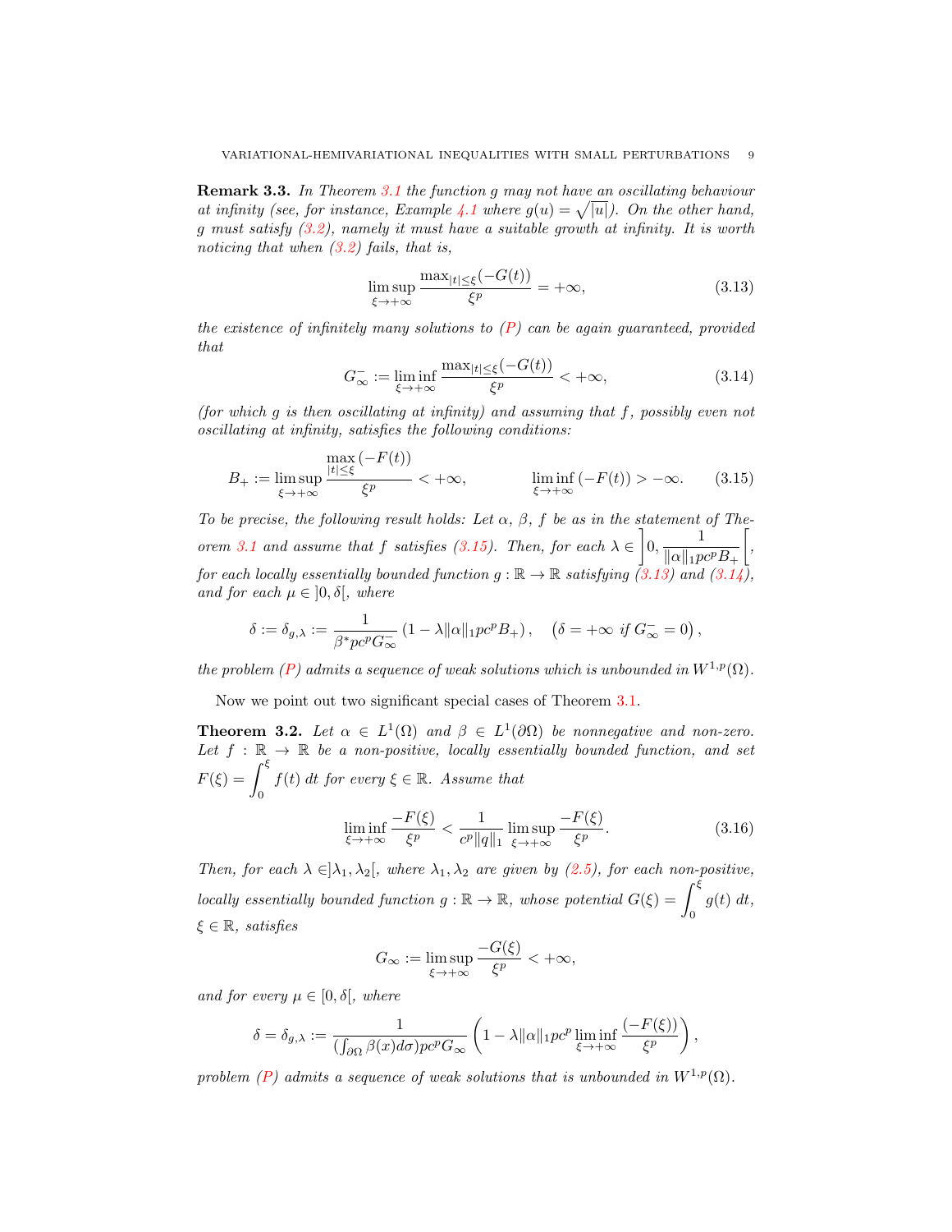**Remark 3.3.** *In Theorem 3.1 the function $g$ may not have an oscillating behaviour at infinity (see, for instance, Example 4.1 where $g(u) = \sqrt{|u|}$). On the other hand, $g$ must satisfy (3.2), namely it must have a suitable growth at infinity. It is worth noticing that when (3.2) fails, that is,*

$$\limsup_{\xi \to +\infty} \frac{\max_{|t| \leq \xi}(-G(t))}{\xi^p} = +\infty, \tag{3.13}$$

*the existence of infinitely many solutions to (P) can be again guaranteed, provided that*

$$G_\infty^- := \liminf_{\xi \to +\infty} \frac{\max_{|t| \leq \xi}(-G(t))}{\xi^p} < +\infty, \tag{3.14}$$

*(for which $g$ is then oscillating at infinity) and assuming that $f$, possibly even not oscillating at infinity, satisfies the following conditions:*

$$B_+ := \limsup_{\xi \to +\infty} \frac{\max\limits_{|t| \leq \xi}(-F(t))}{\xi^p} < +\infty, \qquad \liminf_{\xi \to +\infty} (-F(t)) > -\infty. \tag{3.15}$$

*To be precise, the following result holds: Let $\alpha$, $\beta$, $f$ be as in the statement of Theorem 3.1 and assume that $f$ satisfies (3.15). Then, for each $\lambda \in \left]0, \dfrac{1}{\|\alpha\|_1 pc^p B_+}\right[$, for each locally essentially bounded function $g : \mathbb{R} \to \mathbb{R}$ satisfying (3.13) and (3.14), and for each $\mu \in ]0, \delta[$, where*

$$\delta := \delta_{g,\lambda} := \frac{1}{\beta^* pc^p G_\infty^-} \left(1 - \lambda \|\alpha\|_1 pc^p B_+\right), \quad \left(\delta = +\infty \text{ if } G_\infty^- = 0\right),$$

*the problem (P) admits a sequence of weak solutions which is unbounded in $W^{1,p}(\Omega)$.*

Now we point out two significant special cases of Theorem 3.1.

**Theorem 3.2.** *Let $\alpha \in L^1(\Omega)$ and $\beta \in L^1(\partial\Omega)$ be nonnegative and non-zero. Let $f : \mathbb{R} \to \mathbb{R}$ be a non-positive, locally essentially bounded function, and set $F(\xi) = \displaystyle\int_0^\xi f(t)\, dt$ for every $\xi \in \mathbb{R}$. Assume that*

$$\liminf_{\xi \to +\infty} \frac{-F(\xi)}{\xi^p} < \frac{1}{c^p \|q\|_1} \limsup_{\xi \to +\infty} \frac{-F(\xi)}{\xi^p}. \tag{3.16}$$

*Then, for each $\lambda \in ]\lambda_1, \lambda_2[$, where $\lambda_1, \lambda_2$ are given by (2.5), for each non-positive, locally essentially bounded function $g : \mathbb{R} \to \mathbb{R}$, whose potential $G(\xi) = \displaystyle\int_0^\xi g(t)\, dt$, $\xi \in \mathbb{R}$, satisfies*

$$G_\infty := \limsup_{\xi \to +\infty} \frac{-G(\xi)}{\xi^p} < +\infty,$$

*and for every $\mu \in [0, \delta[$, where*

$$\delta = \delta_{g,\lambda} := \frac{1}{\left(\int_{\partial\Omega} \beta(x) d\sigma\right) pc^p G_\infty} \left(1 - \lambda \|\alpha\|_1 pc^p \liminf_{\xi \to +\infty} \frac{(-F(\xi))}{\xi^p}\right),$$

*problem (P) admits a sequence of weak solutions that is unbounded in $W^{1,p}(\Omega)$.*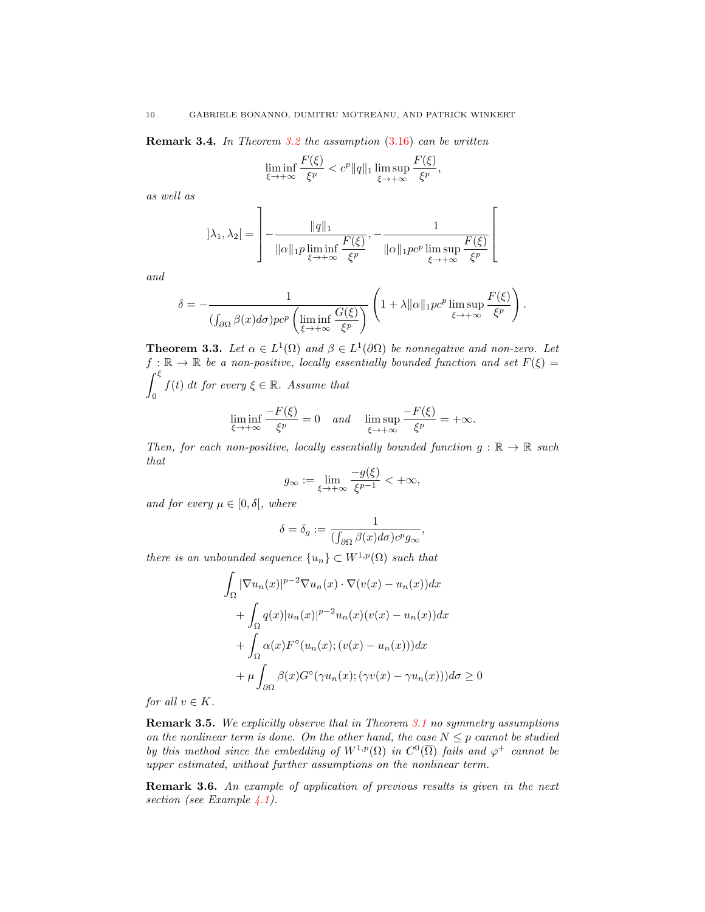**Remark 3.4.** *In Theorem 3.2 the assumption (3.16) can be written*

$$\liminf_{\xi\to+\infty}\frac{F(\xi)}{\xi^p} < c^p\|q\|_1 \limsup_{\xi\to+\infty}\frac{F(\xi)}{\xi^p},$$

*as well as*

$$]\lambda_1,\lambda_2[ = \left] -\frac{\|q\|_1}{\|\alpha\|_1 p \liminf\limits_{\xi\to+\infty}\dfrac{F(\xi)}{\xi^p}}, -\frac{1}{\|\alpha\|_1 p c^p \limsup\limits_{\xi\to+\infty}\dfrac{F(\xi)}{\xi^p}} \right[$$

*and*

$$\delta = -\frac{1}{(\int_{\partial\Omega}\beta(x)d\sigma)pc^p\left(\liminf\limits_{\xi\to+\infty}\dfrac{G(\xi)}{\xi^p}\right)}\left(1+\lambda\|\alpha\|_1 pc^p \limsup_{\xi\to+\infty}\frac{F(\xi)}{\xi^p}\right).$$

**Theorem 3.3.** *Let $\alpha \in L^1(\Omega)$ and $\beta \in L^1(\partial\Omega)$ be nonnegative and non-zero. Let $f:\mathbb{R}\to\mathbb{R}$ be a non-positive, locally essentially bounded function and set $F(\xi) = \int_0^\xi f(t)\,dt$ for every $\xi\in\mathbb{R}$. Assume that*

$$\liminf_{\xi\to+\infty}\frac{-F(\xi)}{\xi^p} = 0 \quad \text{and} \quad \limsup_{\xi\to+\infty}\frac{-F(\xi)}{\xi^p} = +\infty.$$

*Then, for each non-positive, locally essentially bounded function $g:\mathbb{R}\to\mathbb{R}$ such that*

$$g_\infty := \lim_{\xi\to+\infty}\frac{-g(\xi)}{\xi^{p-1}} < +\infty,$$

*and for every $\mu\in[0,\delta[$, where*

$$\delta = \delta_g := \frac{1}{(\int_{\partial\Omega}\beta(x)d\sigma)c^p g_\infty},$$

*there is an unbounded sequence $\{u_n\}\subset W^{1,p}(\Omega)$ such that*

$$\begin{aligned}
&\int_\Omega |\nabla u_n(x)|^{p-2}\nabla u_n(x)\cdot\nabla(v(x)-u_n(x))dx \\
&\quad + \int_\Omega q(x)|u_n(x)|^{p-2}u_n(x)(v(x)-u_n(x))dx \\
&\quad + \int_\Omega \alpha(x)F^\circ(u_n(x);(v(x)-u_n(x)))dx \\
&\quad + \mu\int_{\partial\Omega}\beta(x)G^\circ(\gamma u_n(x);(\gamma v(x)-\gamma u_n(x)))d\sigma \ge 0
\end{aligned}$$

*for all $v\in K$.*

**Remark 3.5.** *We explicitly observe that in Theorem 3.1 no symmetry assumptions on the nonlinear term is done. On the other hand, the case $N\le p$ cannot be studied by this method since the embedding of $W^{1,p}(\Omega)$ in $C^0(\overline{\Omega})$ fails and $\varphi^+$ cannot be upper estimated, without further assumptions on the nonlinear term.*

**Remark 3.6.** *An example of application of previous results is given in the next section (see Example 4.1).*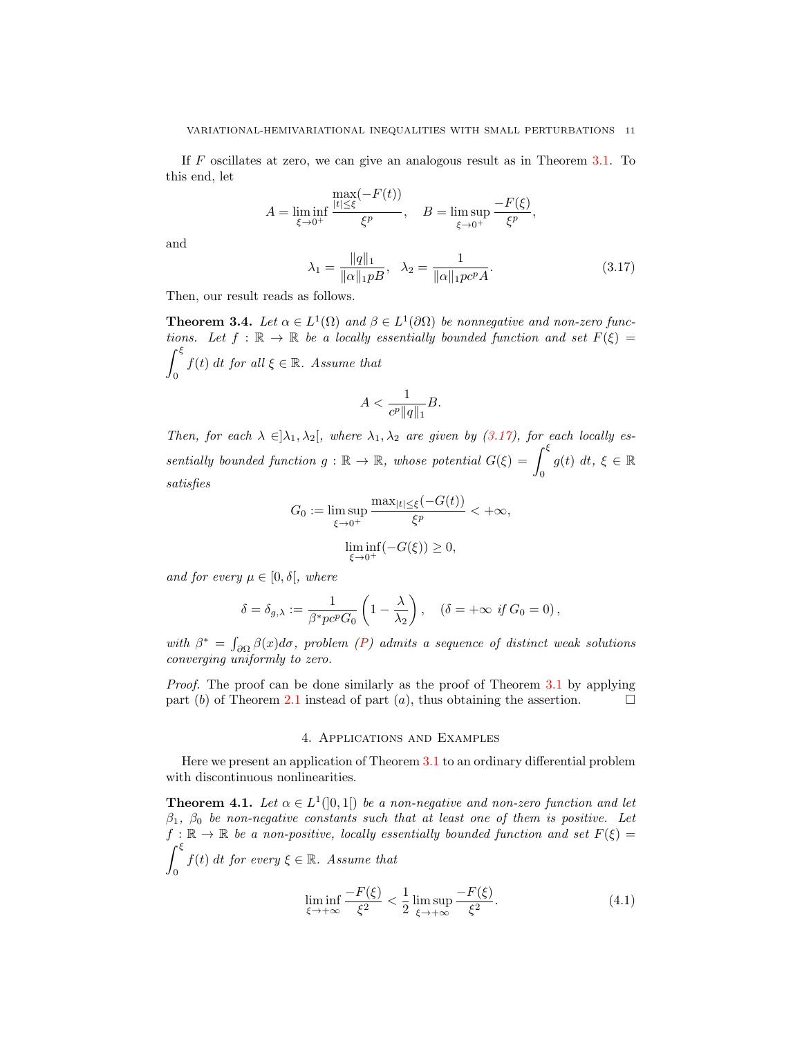If $F$ oscillates at zero, we can give an analogous result as in Theorem 3.1. To this end, let

$$A = \liminf_{\xi \to 0^+} \frac{\max\limits_{|t| \le \xi}(-F(t))}{\xi^p}, \quad B = \limsup_{\xi \to 0^+} \frac{-F(\xi)}{\xi^p},$$

and

$$\lambda_1 = \frac{\|q\|_1}{\|\alpha\|_1 pB}, \quad \lambda_2 = \frac{1}{\|\alpha\|_1 pc^p A}. \tag{3.17}$$

Then, our result reads as follows.

**Theorem 3.4.** *Let $\alpha \in L^1(\Omega)$ and $\beta \in L^1(\partial\Omega)$ be nonnegative and non-zero functions. Let $f : \mathbb{R} \to \mathbb{R}$ be a locally essentially bounded function and set $F(\xi) = \int_0^\xi f(t)\, dt$ for all $\xi \in \mathbb{R}$. Assume that*

$$A < \frac{1}{c^p \|q\|_1} B.$$

*Then, for each $\lambda \in ]\lambda_1, \lambda_2[$, where $\lambda_1, \lambda_2$ are given by (3.17), for each locally essentially bounded function $g : \mathbb{R} \to \mathbb{R}$, whose potential $G(\xi) = \int_0^\xi g(t)\, dt$, $\xi \in \mathbb{R}$ satisfies*

$$G_0 := \limsup_{\xi \to 0^+} \frac{\max_{|t| \le \xi}(-G(t))}{\xi^p} < +\infty,$$

$$\liminf_{\xi \to 0^+}(-G(\xi)) \ge 0,$$

*and for every $\mu \in [0, \delta[$, where*

$$\delta = \delta_{g,\lambda} := \frac{1}{\beta^* pc^p G_0}\left(1 - \frac{\lambda}{\lambda_2}\right), \quad (\delta = +\infty \text{ if } G_0 = 0),$$

*with $\beta^* = \int_{\partial\Omega} \beta(x) d\sigma$, problem (P) admits a sequence of distinct weak solutions converging uniformly to zero.*

*Proof.* The proof can be done similarly as the proof of Theorem 3.1 by applying part $(b)$ of Theorem 2.1 instead of part $(a)$, thus obtaining the assertion. $\square$

## 4. Applications and Examples

Here we present an application of Theorem 3.1 to an ordinary differential problem with discontinuous nonlinearities.

**Theorem 4.1.** *Let $\alpha \in L^1(]0, 1[)$ be a non-negative and non-zero function and let $\beta_1$, $\beta_0$ be non-negative constants such that at least one of them is positive. Let $f : \mathbb{R} \to \mathbb{R}$ be a non-positive, locally essentially bounded function and set $F(\xi) = \int_0^\xi f(t)\, dt$ for every $\xi \in \mathbb{R}$. Assume that*

$$\liminf_{\xi \to +\infty} \frac{-F(\xi)}{\xi^2} < \frac{1}{2} \limsup_{\xi \to +\infty} \frac{-F(\xi)}{\xi^2}. \tag{4.1}$$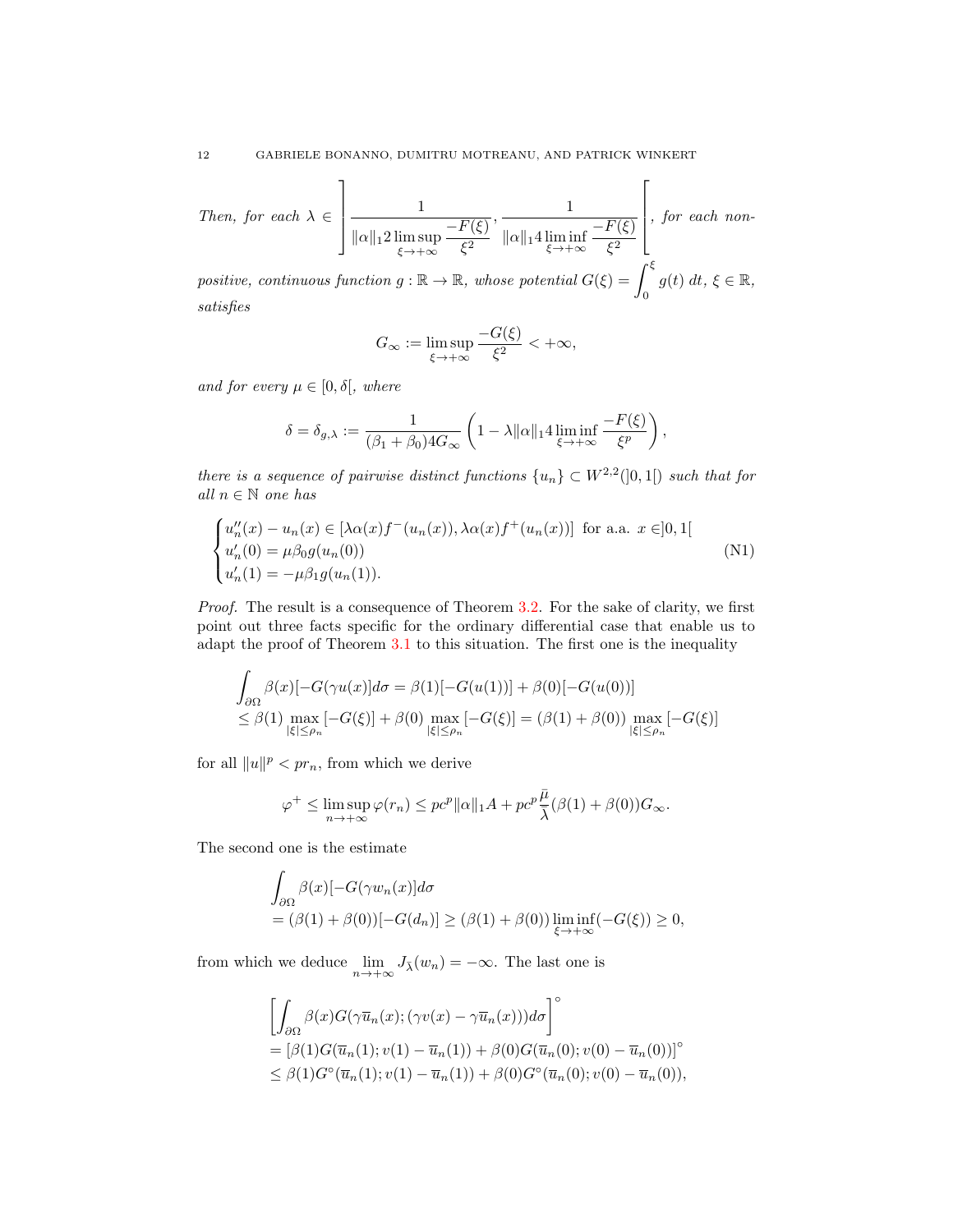*Then, for each* $\lambda \in \left] \frac{1}{\|\alpha\|_1 2 \limsup\limits_{\xi\to+\infty} \frac{-F(\xi)}{\xi^2}}, \frac{1}{\|\alpha\|_1 4 \liminf\limits_{\xi\to+\infty} \frac{-F(\xi)}{\xi^2}} \right[$*, for each non-positive, continuous function* $g : \mathbb{R} \to \mathbb{R}$*, whose potential* $G(\xi) = \int_0^\xi g(t)\, dt$*,* $\xi \in \mathbb{R}$*, satisfies*

$$G_\infty := \limsup_{\xi\to+\infty} \frac{-G(\xi)}{\xi^2} < +\infty,$$

*and for every* $\mu \in [0, \delta[$*, where*

$$\delta = \delta_{g,\lambda} := \frac{1}{(\beta_1+\beta_0)4G_\infty}\left(1 - \lambda\|\alpha\|_1 4 \liminf_{\xi\to+\infty} \frac{-F(\xi)}{\xi^p}\right),$$

*there is a sequence of pairwise distinct functions* $\{u_n\} \subset W^{2,2}(]0,1[)$ *such that for all* $n \in \mathbb{N}$ *one has*

$$\begin{cases} u_n''(x) - u_n(x) \in [\lambda\alpha(x)f^-(u_n(x)), \lambda\alpha(x)f^+(u_n(x))] \text{ for a.a. } x \in ]0,1[ \\ u_n'(0) = \mu\beta_0 g(u_n(0)) \\ u_n'(1) = -\mu\beta_1 g(u_n(1)). \end{cases} \tag{N1}$$

*Proof.* The result is a consequence of Theorem 3.2. For the sake of clarity, we first point out three facts specific for the ordinary differential case that enable us to adapt the proof of Theorem 3.1 to this situation. The first one is the inequality

$$\begin{aligned} &\int_{\partial\Omega} \beta(x)[-G(\gamma u(x)]d\sigma = \beta(1)[-G(u(1))] + \beta(0)[-G(u(0))] \\ &\le \beta(1) \max_{|\xi|\le\rho_n}[-G(\xi)] + \beta(0) \max_{|\xi|\le\rho_n}[-G(\xi)] = (\beta(1)+\beta(0)) \max_{|\xi|\le\rho_n}[-G(\xi)] \end{aligned}$$

for all $\|u\|^p < pr_n$, from which we derive

$$\varphi^+ \le \limsup_{n\to+\infty} \varphi(r_n) \le pc^p\|\alpha\|_1 A + pc^p \frac{\bar{\mu}}{\bar{\lambda}}(\beta(1)+\beta(0))G_\infty.$$

The second one is the estimate

$$\begin{aligned} &\int_{\partial\Omega} \beta(x)[-G(\gamma w_n(x)]d\sigma \\ &= (\beta(1)+\beta(0))[-G(d_n)] \ge (\beta(1)+\beta(0)) \liminf_{\xi\to+\infty}(-G(\xi)) \ge 0, \end{aligned}$$

from which we deduce $\lim\limits_{n\to+\infty} J_{\bar{\lambda}}(w_n) = -\infty$. The last one is

$$\begin{aligned} &\left[\int_{\partial\Omega} \beta(x)G(\gamma\overline{u}_n(x); (\gamma v(x) - \gamma\overline{u}_n(x)))d\sigma\right]^\circ \\ &= [\beta(1)G(\overline{u}_n(1); v(1) - \overline{u}_n(1)) + \beta(0)G(\overline{u}_n(0); v(0) - \overline{u}_n(0))]^\circ \\ &\le \beta(1)G^\circ(\overline{u}_n(1); v(1) - \overline{u}_n(1)) + \beta(0)G^\circ(\overline{u}_n(0); v(0) - \overline{u}_n(0)), \end{aligned}$$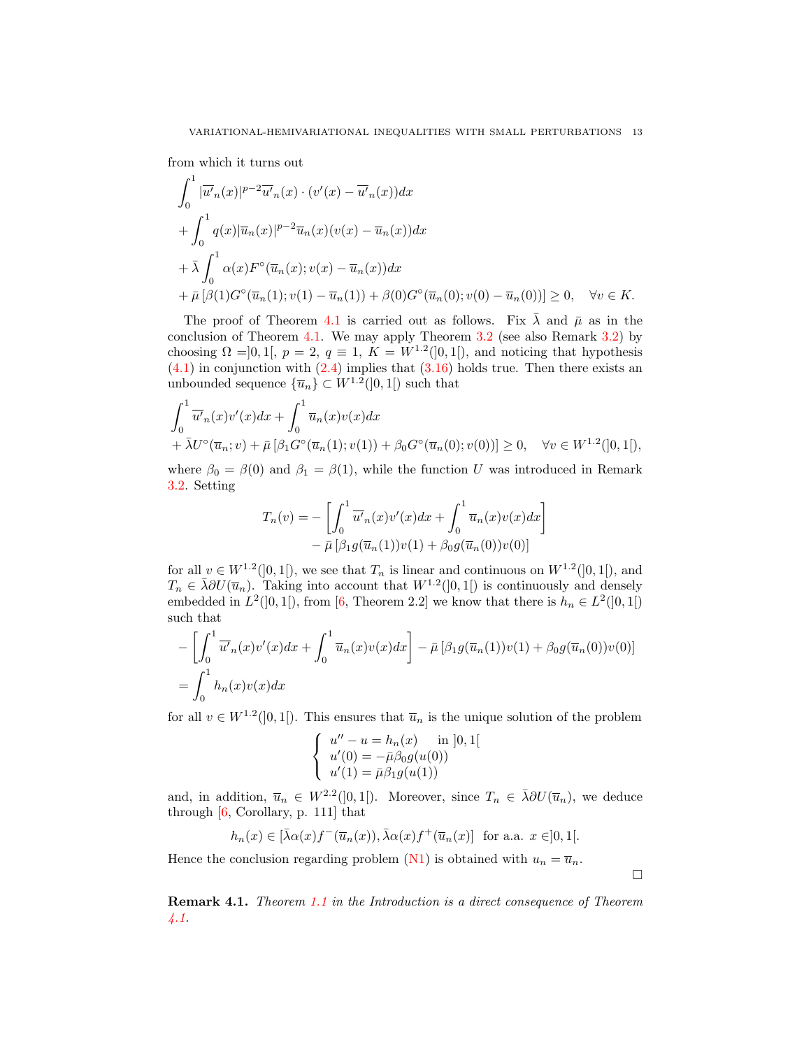from which it turns out

$$
\begin{aligned}
&\int_0^1 |\overline{u'}_n(x)|^{p-2}\overline{u'}_n(x)\cdot(v'(x)-\overline{u'}_n(x))dx\\
&+\int_0^1 q(x)|\overline{u}_n(x)|^{p-2}\overline{u}_n(x)(v(x)-\overline{u}_n(x))dx\\
&+\bar\lambda\int_0^1 \alpha(x)F^\circ(\overline{u}_n(x);v(x)-\overline{u}_n(x))dx\\
&+\bar\mu\left[\beta(1)G^\circ(\overline{u}_n(1);v(1)-\overline{u}_n(1))+\beta(0)G^\circ(\overline{u}_n(0);v(0)-\overline{u}_n(0))\right]\geq 0,\quad \forall v\in K.
\end{aligned}
$$

The proof of Theorem 4.1 is carried out as follows. Fix $\bar\lambda$ and $\bar\mu$ as in the conclusion of Theorem 4.1. We may apply Theorem 3.2 (see also Remark 3.2) by choosing $\Omega=]0,1[$, $p=2$, $q\equiv 1$, $K=W^{1,2}(]0,1[)$, and noticing that hypothesis (4.1) in conjunction with (2.4) implies that (3.16) holds true. Then there exists an unbounded sequence $\{\overline{u}_n\}\subset W^{1,2}(]0,1[)$ such that

$$
\begin{aligned}
&\int_0^1 \overline{u'}_n(x)v'(x)dx+\int_0^1 \overline{u}_n(x)v(x)dx\\
&+\bar\lambda U^\circ(\overline{u}_n;v)+\bar\mu\left[\beta_1G^\circ(\overline{u}_n(1);v(1))+\beta_0G^\circ(\overline{u}_n(0);v(0))\right]\geq 0,\quad \forall v\in W^{1,2}(]0,1[),
\end{aligned}
$$

where $\beta_0=\beta(0)$ and $\beta_1=\beta(1)$, while the function $U$ was introduced in Remark 3.2. Setting

$$
\begin{aligned}
T_n(v)=&-\left[\int_0^1 \overline{u'}_n(x)v'(x)dx+\int_0^1 \overline{u}_n(x)v(x)dx\right]\\
&-\bar\mu\left[\beta_1g(\overline{u}_n(1))v(1)+\beta_0g(\overline{u}_n(0))v(0)\right]
\end{aligned}
$$

for all $v\in W^{1,2}(]0,1[)$, we see that $T_n$ is linear and continuous on $W^{1,2}(]0,1[)$, and $T_n\in\bar\lambda\partial U(\overline{u}_n)$. Taking into account that $W^{1,2}(]0,1[)$ is continuously and densely embedded in $L^2(]0,1[)$, from [6, Theorem 2.2] we know that there is $h_n\in L^2(]0,1[)$ such that

$$
\begin{aligned}
&-\left[\int_0^1 \overline{u'}_n(x)v'(x)dx+\int_0^1 \overline{u}_n(x)v(x)dx\right]-\bar\mu\left[\beta_1g(\overline{u}_n(1))v(1)+\beta_0g(\overline{u}_n(0))v(0)\right]\\
&=\int_0^1 h_n(x)v(x)dx
\end{aligned}
$$

for all $v\in W^{1,2}(]0,1[)$. This ensures that $\overline{u}_n$ is the unique solution of the problem

$$
\begin{cases}
u''-u=h_n(x) & \text{in } ]0,1[\\
u'(0)=-\bar\mu\beta_0g(u(0))\\
u'(1)=\bar\mu\beta_1g(u(1))
\end{cases}
$$

and, in addition, $\overline{u}_n\in W^{2,2}(]0,1[)$. Moreover, since $T_n\in\bar\lambda\partial U(\overline{u}_n)$, we deduce through [6, Corollary, p. 111] that

$$
h_n(x)\in[\bar\lambda\alpha(x)f^-(\overline{u}_n(x)),\bar\lambda\alpha(x)f^+(\overline{u}_n(x))]\ \text{ for a.a. } x\in]0,1[.
$$

Hence the conclusion regarding problem (N1) is obtained with $u_n=\overline{u}_n$.

□

**Remark 4.1.** *Theorem 1.1 in the Introduction is a direct consequence of Theorem 4.1.*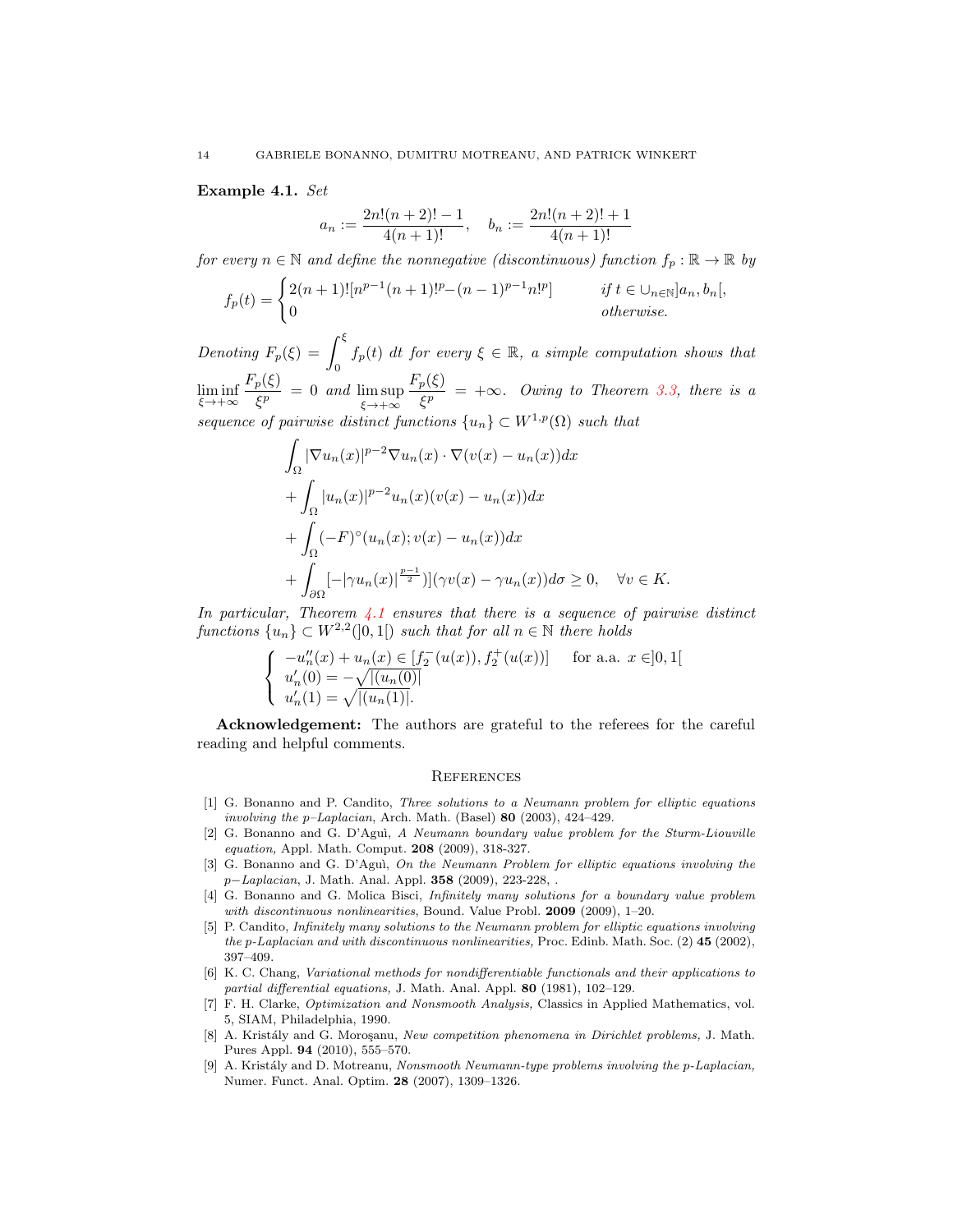**Example 4.1.** *Set*

$$a_n := \frac{2n!(n+2)!-1}{4(n+1)!}, \quad b_n := \frac{2n!(n+2)!+1}{4(n+1)!}$$

*for every $n \in \mathbb{N}$ and define the nonnegative (discontinuous) function $f_p : \mathbb{R} \to \mathbb{R}$ by*

$$f_p(t) = \begin{cases} 2(n+1)![n^{p-1}(n+1)!^p - (n-1)^{p-1}n!^p] & \text{if } t \in \cup_{n\in\mathbb{N}} ]a_n, b_n[, \\ 0 & \text{otherwise.} \end{cases}$$

*Denoting $F_p(\xi) = \int_0^\xi f_p(t)\, dt$ for every $\xi \in \mathbb{R}$, a simple computation shows that $\liminf_{\xi\to+\infty} \frac{F_p(\xi)}{\xi^p} = 0$ and $\limsup_{\xi\to+\infty} \frac{F_p(\xi)}{\xi^p} = +\infty$. Owing to Theorem 3.3, there is a sequence of pairwise distinct functions $\{u_n\} \subset W^{1,p}(\Omega)$ such that*

$$\begin{aligned}
&\int_\Omega |\nabla u_n(x)|^{p-2}\nabla u_n(x) \cdot \nabla(v(x) - u_n(x))dx \\
&+ \int_\Omega |u_n(x)|^{p-2}u_n(x)(v(x) - u_n(x))dx \\
&+ \int_\Omega (-F)^\circ(u_n(x); v(x) - u_n(x))dx \\
&+ \int_{\partial\Omega} [-|\gamma u_n(x)|^{\frac{p-1}{2}})](\gamma v(x) - \gamma u_n(x))d\sigma \geq 0, \quad \forall v \in K.
\end{aligned}$$

*In particular, Theorem 4.1 ensures that there is a sequence of pairwise distinct functions $\{u_n\} \subset W^{2,2}(]0,1[)$ such that for all $n \in \mathbb{N}$ there holds*

$$\begin{cases} -u_n''(x) + u_n(x) \in [f_2^-(u(x)), f_2^+(u(x))] & \text{for a.a. } x \in ]0,1[ \\ u_n'(0) = -\sqrt{|(u_n(0)|} \\ u_n'(1) = \sqrt{|(u_n(1)|}. \end{cases}$$

**Acknowledgement:** The authors are grateful to the referees for the careful reading and helpful comments.

## References

[1] G. Bonanno and P. Candito, *Three solutions to a Neumann problem for elliptic equations involving the p–Laplacian*, Arch. Math. (Basel) **80** (2003), 424–429.

[2] G. Bonanno and G. D'Aguì, *A Neumann boundary value problem for the Sturm-Liouville equation,* Appl. Math. Comput. **208** (2009), 318-327.

[3] G. Bonanno and G. D'Aguì, *On the Neumann Problem for elliptic equations involving the p−Laplacian*, J. Math. Anal. Appl. **358** (2009), 223-228, .

[4] G. Bonanno and G. Molica Bisci, *Infinitely many solutions for a boundary value problem with discontinuous nonlinearities*, Bound. Value Probl. **2009** (2009), 1–20.

[5] P. Candito, *Infinitely many solutions to the Neumann problem for elliptic equations involving the p-Laplacian and with discontinuous nonlinearities,* Proc. Edinb. Math. Soc. (2) **45** (2002), 397–409.

[6] K. C. Chang, *Variational methods for nondifferentiable functionals and their applications to partial differential equations,* J. Math. Anal. Appl. **80** (1981), 102–129.

[7] F. H. Clarke, *Optimization and Nonsmooth Analysis,* Classics in Applied Mathematics, vol. 5, SIAM, Philadelphia, 1990.

[8] A. Kristály and G. Moroşanu, *New competition phenomena in Dirichlet problems,* J. Math. Pures Appl. **94** (2010), 555–570.

[9] A. Kristály and D. Motreanu, *Nonsmooth Neumann-type problems involving the p-Laplacian,* Numer. Funct. Anal. Optim. **28** (2007), 1309–1326.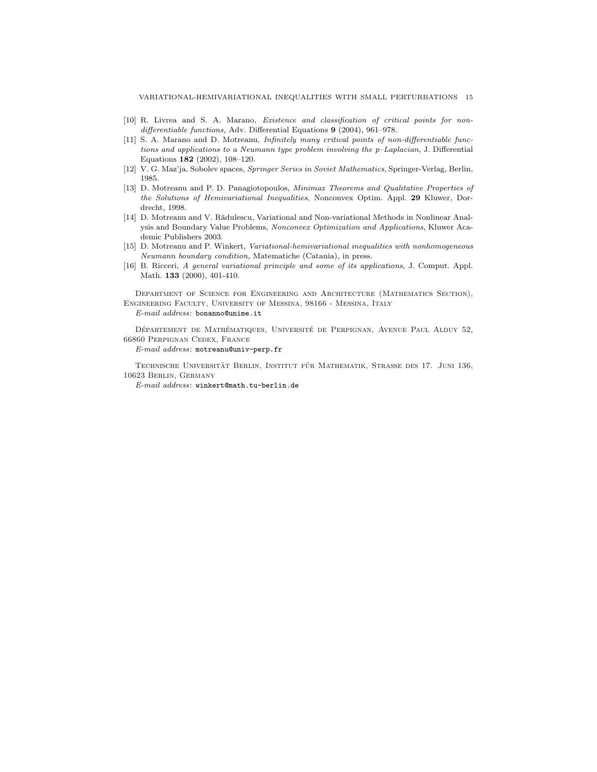[10] R. Livrea and S. A. Marano, *Existence and classification of critical points for non-differentiable functions,* Adv. Differential Equations **9** (2004), 961–978.

[11] S. A. Marano and D. Motreanu, *Infinitely many critical points of non-differentiable functions and applications to a Neumann type problem involving the p–Laplacian*, J. Differential Equations **182** (2002), 108–120.

[12] V. G. Maz'ja, Sobolev spaces, *Springer Series in Soviet Mathematics*, Springer-Verlag, Berlin, 1985.

[13] D. Motreanu and P. D. Panagiotopoulos, *Minimax Theorems and Qualitative Properties of the Solutions of Hemivariational Inequalities*, Nonconvex Optim. Appl. **29** Kluwer, Dordrecht, 1998.

[14] D. Motreanu and V. Rădulescu, Variational and Non-variational Methods in Nonlinear Analysis and Boundary Value Problems, *Nonconvex Optimization and Applications*, Kluwer Academic Publishers 2003.

[15] D. Motreanu and P. Winkert, *Variational-hemivariational inequalities with nonhomogeneous Neumann boundary condition,* Matematiche (Catania), in press.

[16] B. Ricceri, *A general variational principle and some of its applications*, J. Comput. Appl. Math. **133** (2000), 401-410.

Department of Science for Engineering and Architecture (Mathematics Section), Engineering Faculty, University of Messina, 98166 - Messina, Italy
*E-mail address*: bonanno@unime.it

Département de Mathématiques, Université de Perpignan, Avenue Paul Alduy 52, 66860 Perpignan Cedex, France
*E-mail address*: motreanu@univ-perp.fr

Technische Universität Berlin, Institut für Mathematik, Strasse des 17. Juni 136, 10623 Berlin, Germany
*E-mail address*: winkert@math.tu-berlin.de